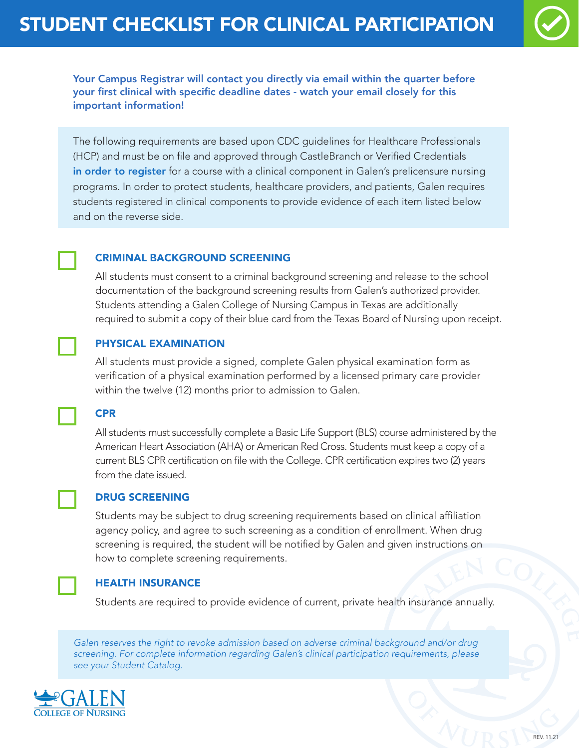# STUDENT CHECKLIST FOR CLINICAL PARTICIPATION

**Your Campus Registrar will contact you directly via email within the quarter before your first clinical with specific deadline dates - watch your email closely for this important information!**

The following requirements are based upon CDC guidelines for Healthcare Professionals (HCP) and must be on file and approved through CastleBranch or Verified Credentials **in order to register** for a course with a clinical component in Galen's prelicensure nursing programs. In order to protect students, healthcare providers, and patients, Galen requires students registered in clinical components to provide evidence of each item listed below and on the reverse side.

- [ ] **CRIMINAL BACKGROUND SCREENING**

  All students must consent to a criminal background screening and release to the school documentation of the background screening results from Galen's authorized provider. Students attending a Galen College of Nursing Campus in Texas are additionally required to submit a copy of their blue card from the Texas Board of Nursing upon receipt.

- [ ] **PHYSICAL EXAMINATION**

  All students must provide a signed, complete Galen physical examination form as verification of a physical examination performed by a licensed primary care provider within the twelve (12) months prior to admission to Galen.

- [ ] **CPR**

  All students must successfully complete a Basic Life Support (BLS) course administered by the American Heart Association (AHA) or American Red Cross. Students must keep a copy of a current BLS CPR certification on file with the College. CPR certification expires two (2) years from the date issued.

- [ ] **DRUG SCREENING**

  Students may be subject to drug screening requirements based on clinical affiliation agency policy, and agree to such screening as a condition of enrollment. When drug screening is required, the student will be notified by Galen and given instructions on how to complete screening requirements.

- [ ] **HEALTH INSURANCE**

  Students are required to provide evidence of current, private health insurance annually.

*Galen reserves the right to revoke admission based on adverse criminal background and/or drug screening. For complete information regarding Galen's clinical participation requirements, please see your Student Catalog.*

GALEN COLLEGE OF NURSING

REV. 11.21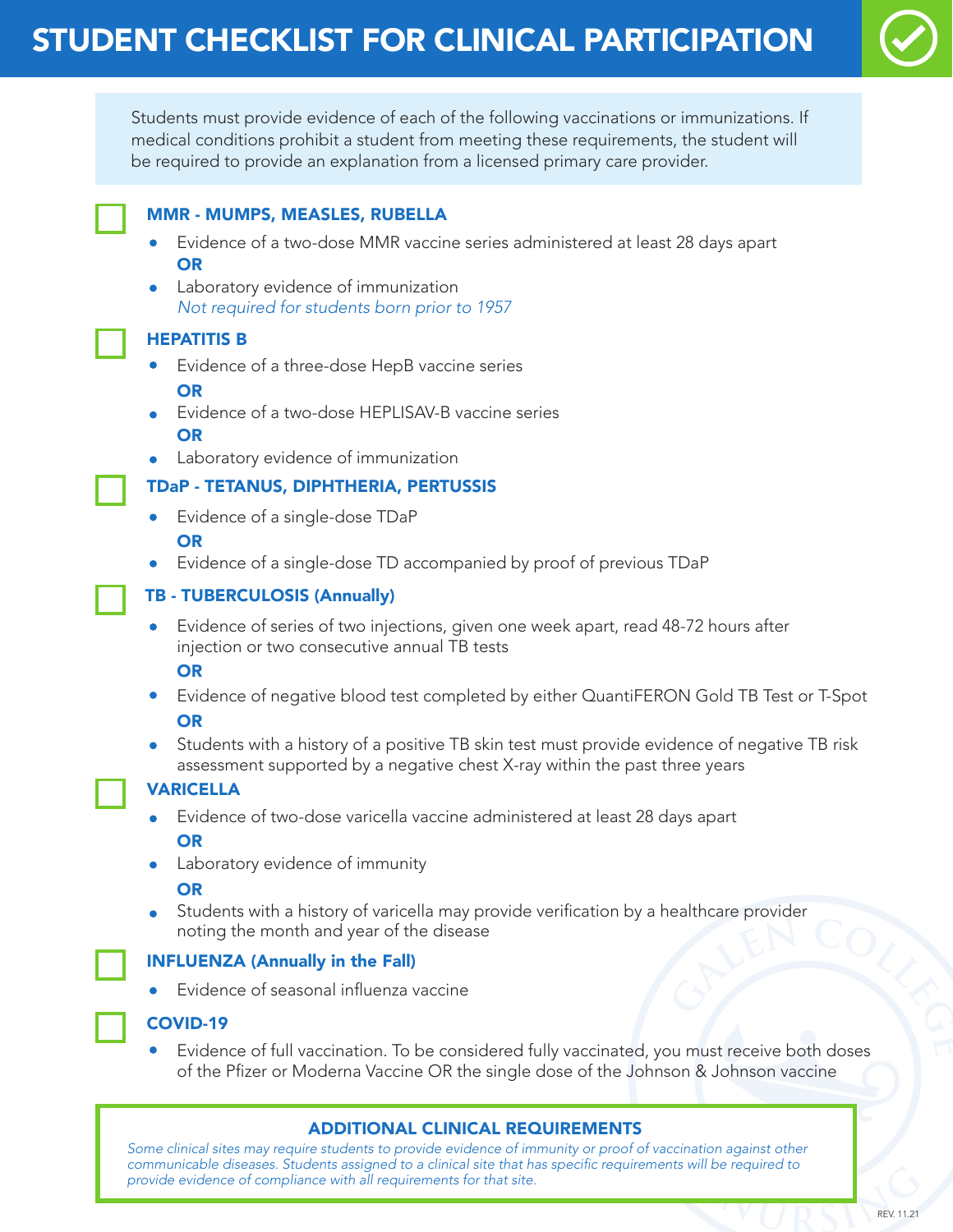# STUDENT CHECKLIST FOR CLINICAL PARTICIPATION

Students must provide evidence of each of the following vaccinations or immunizations. If medical conditions prohibit a student from meeting these requirements, the student will be required to provide an explanation from a licensed primary care provider.

## MMR - MUMPS, MEASLES, RUBELLA

- Evidence of a two-dose MMR vaccine series administered at least 28 days apart
  **OR**
- Laboratory evidence of immunization
  *Not required for students born prior to 1957*

## HEPATITIS B

- Evidence of a three-dose HepB vaccine series
  **OR**
- Evidence of a two-dose HEPLISAV-B vaccine series
  **OR**
- Laboratory evidence of immunization

## TDaP - TETANUS, DIPHTHERIA, PERTUSSIS

- Evidence of a single-dose TDaP
  **OR**
- Evidence of a single-dose TD accompanied by proof of previous TDaP

## TB - TUBERCULOSIS (Annually)

- Evidence of series of two injections, given one week apart, read 48-72 hours after injection or two consecutive annual TB tests
  **OR**
- Evidence of negative blood test completed by either QuantiFERON Gold TB Test or T-Spot
  **OR**
- Students with a history of a positive TB skin test must provide evidence of negative TB risk assessment supported by a negative chest X-ray within the past three years

## VARICELLA

- Evidence of two-dose varicella vaccine administered at least 28 days apart
  **OR**
- Laboratory evidence of immunity
  **OR**
- Students with a history of varicella may provide verification by a healthcare provider noting the month and year of the disease

## INFLUENZA (Annually in the Fall)

- Evidence of seasonal influenza vaccine

## COVID-19

- Evidence of full vaccination. To be considered fully vaccinated, you must receive both doses of the Pfizer or Moderna Vaccine OR the single dose of the Johnson & Johnson vaccine

## ADDITIONAL CLINICAL REQUIREMENTS

*Some clinical sites may require students to provide evidence of immunity or proof of vaccination against other communicable diseases. Students assigned to a clinical site that has specific requirements will be required to provide evidence of compliance with all requirements for that site.*

REV. 11.21